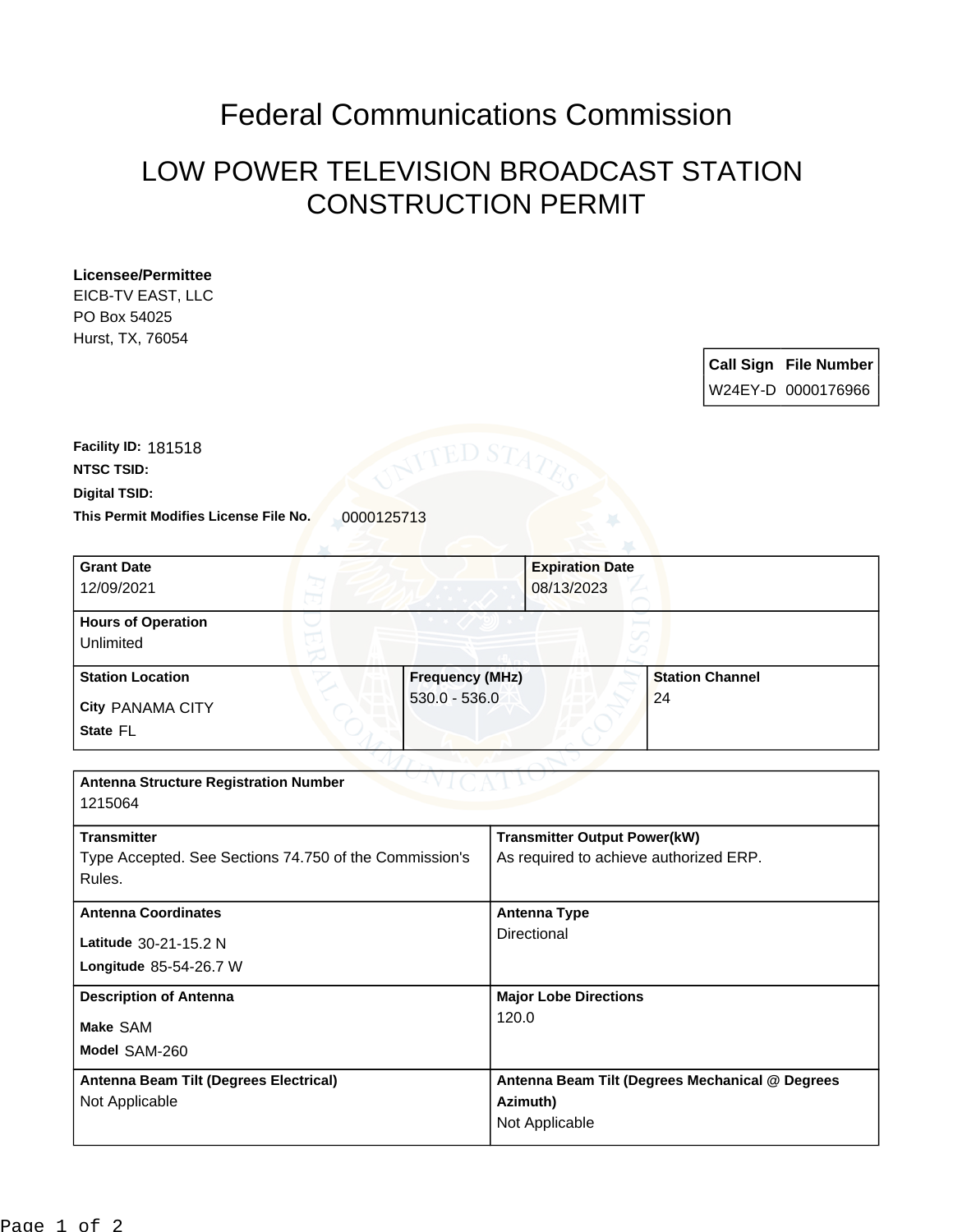# Federal Communications Commission

## LOW POWER TELEVISION BROADCAST STATION CONSTRUCTION PERMIT

**Licensee/Permittee**
EICB-TV EAST, LLC
PO Box 54025
Hurst, TX, 76054

| Call Sign | File Number |
|---|---|
| W24EY-D | 0000176966 |

**Facility ID:** 181518
**NTSC TSID:**
**Digital TSID:**
**This Permit Modifies License File No.** 0000125713

| Grant Date | Expiration Date |
|---|---|
| 12/09/2021 | 08/13/2023 |

| Hours of Operation | | |
|---|---|---|
| Unlimited | | |
| **Station Location** | **Frequency (MHz)** | **Station Channel** |
| City PANAMA CITY<br>State FL | 530.0 - 536.0 | 24 |

| Antenna Structure Registration Number | |
|---|---|
| 1215064 | |
| **Transmitter** | **Transmitter Output Power(kW)** |
| Type Accepted. See Sections 74.750 of the Commission's Rules. | As required to achieve authorized ERP. |
| **Antenna Coordinates** | **Antenna Type** |
| Latitude 30-21-15.2 N<br>Longitude 85-54-26.7 W | Directional |
| **Description of Antenna** | **Major Lobe Directions** |
| Make SAM<br>Model SAM-260 | 120.0 |
| **Antenna Beam Tilt (Degrees Electrical)** | **Antenna Beam Tilt (Degrees Mechanical @ Degrees Azimuth)** |
| Not Applicable | Not Applicable |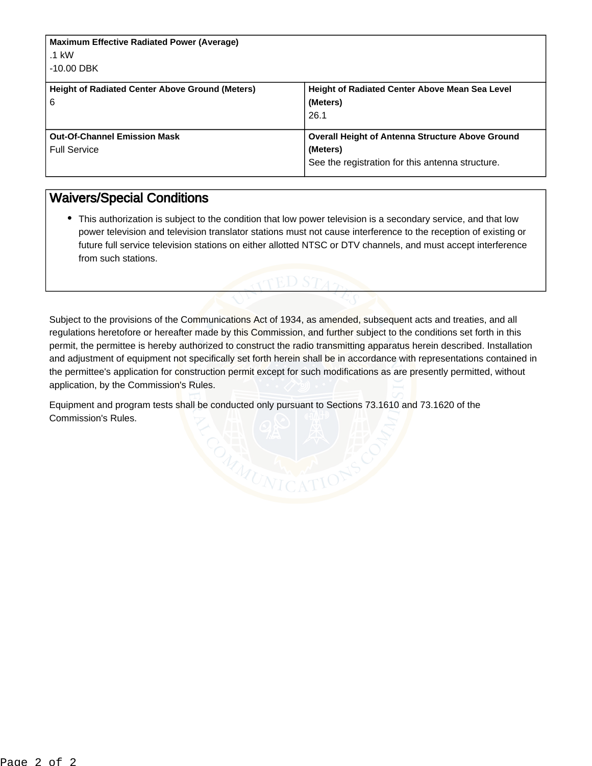| | |
|---|---|
| **Maximum Effective Radiated Power (Average)**<br>.1 kW<br>-10.00 DBK | |
| **Height of Radiated Center Above Ground (Meters)**<br>6 | **Height of Radiated Center Above Mean Sea Level (Meters)**<br>26.1 |
| **Out-Of-Channel Emission Mask**<br>Full Service | **Overall Height of Antenna Structure Above Ground (Meters)**<br>See the registration for this antenna structure. |

## Waivers/Special Conditions

- This authorization is subject to the condition that low power television is a secondary service, and that low power television and television translator stations must not cause interference to the reception of existing or future full service television stations on either allotted NTSC or DTV channels, and must accept interference from such stations.

Subject to the provisions of the Communications Act of 1934, as amended, subsequent acts and treaties, and all regulations heretofore or hereafter made by this Commission, and further subject to the conditions set forth in this permit, the permittee is hereby authorized to construct the radio transmitting apparatus herein described. Installation and adjustment of equipment not specifically set forth herein shall be in accordance with representations contained in the permittee's application for construction permit except for such modifications as are presently permitted, without application, by the Commission's Rules.

Equipment and program tests shall be conducted only pursuant to Sections 73.1610 and 73.1620 of the Commission's Rules.